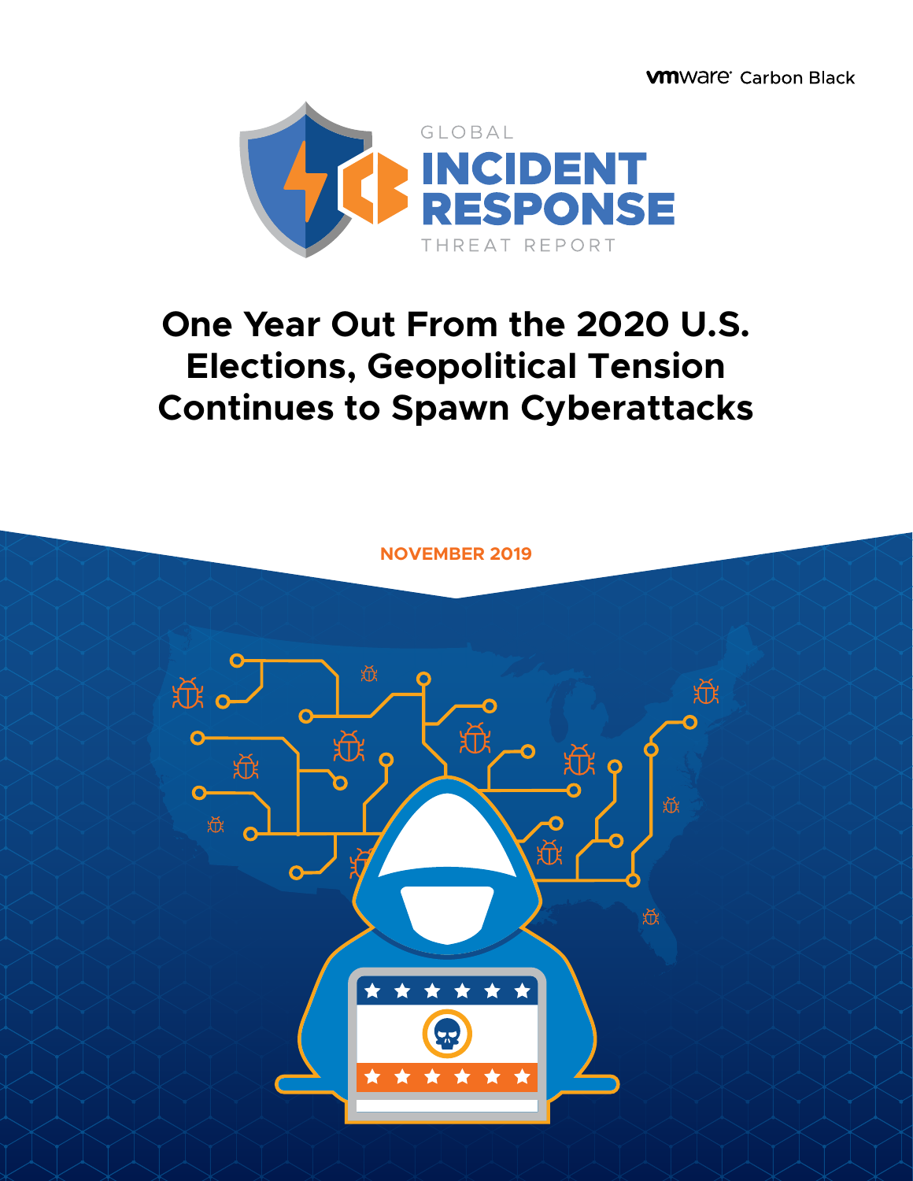vmware Carbon Black

GLOBAL
# INCIDENT RESPONSE
THREAT REPORT

# One Year Out From the 2020 U.S. Elections, Geopolitical Tension Continues to Spawn Cyberattacks

**NOVEMBER 2019**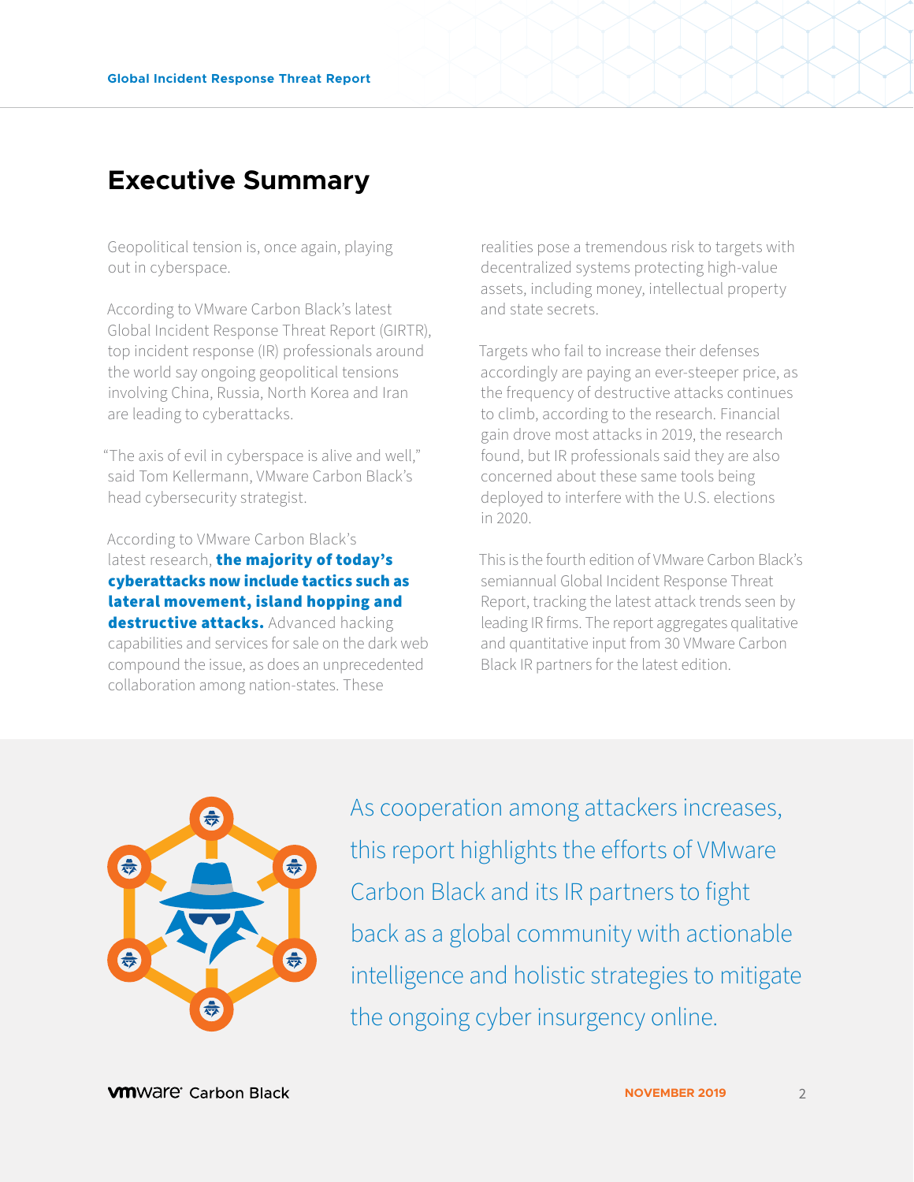# Executive Summary

Geopolitical tension is, once again, playing out in cyberspace.

According to VMware Carbon Black's latest Global Incident Response Threat Report (GIRTR), top incident response (IR) professionals around the world say ongoing geopolitical tensions involving China, Russia, North Korea and Iran are leading to cyberattacks.

"The axis of evil in cyberspace is alive and well," said Tom Kellermann, VMware Carbon Black's head cybersecurity strategist.

According to VMware Carbon Black's latest research, **the majority of today's cyberattacks now include tactics such as lateral movement, island hopping and destructive attacks.** Advanced hacking capabilities and services for sale on the dark web compound the issue, as does an unprecedented collaboration among nation-states. These realities pose a tremendous risk to targets with decentralized systems protecting high-value assets, including money, intellectual property and state secrets.

Targets who fail to increase their defenses accordingly are paying an ever-steeper price, as the frequency of destructive attacks continues to climb, according to the research. Financial gain drove most attacks in 2019, the research found, but IR professionals said they are also concerned about these same tools being deployed to interfere with the U.S. elections in 2020.

This is the fourth edition of VMware Carbon Black's semiannual Global Incident Response Threat Report, tracking the latest attack trends seen by leading IR firms. The report aggregates qualitative and quantitative input from 30 VMware Carbon Black IR partners for the latest edition.

As cooperation among attackers increases, this report highlights the efforts of VMware Carbon Black and its IR partners to fight back as a global community with actionable intelligence and holistic strategies to mitigate the ongoing cyber insurgency online.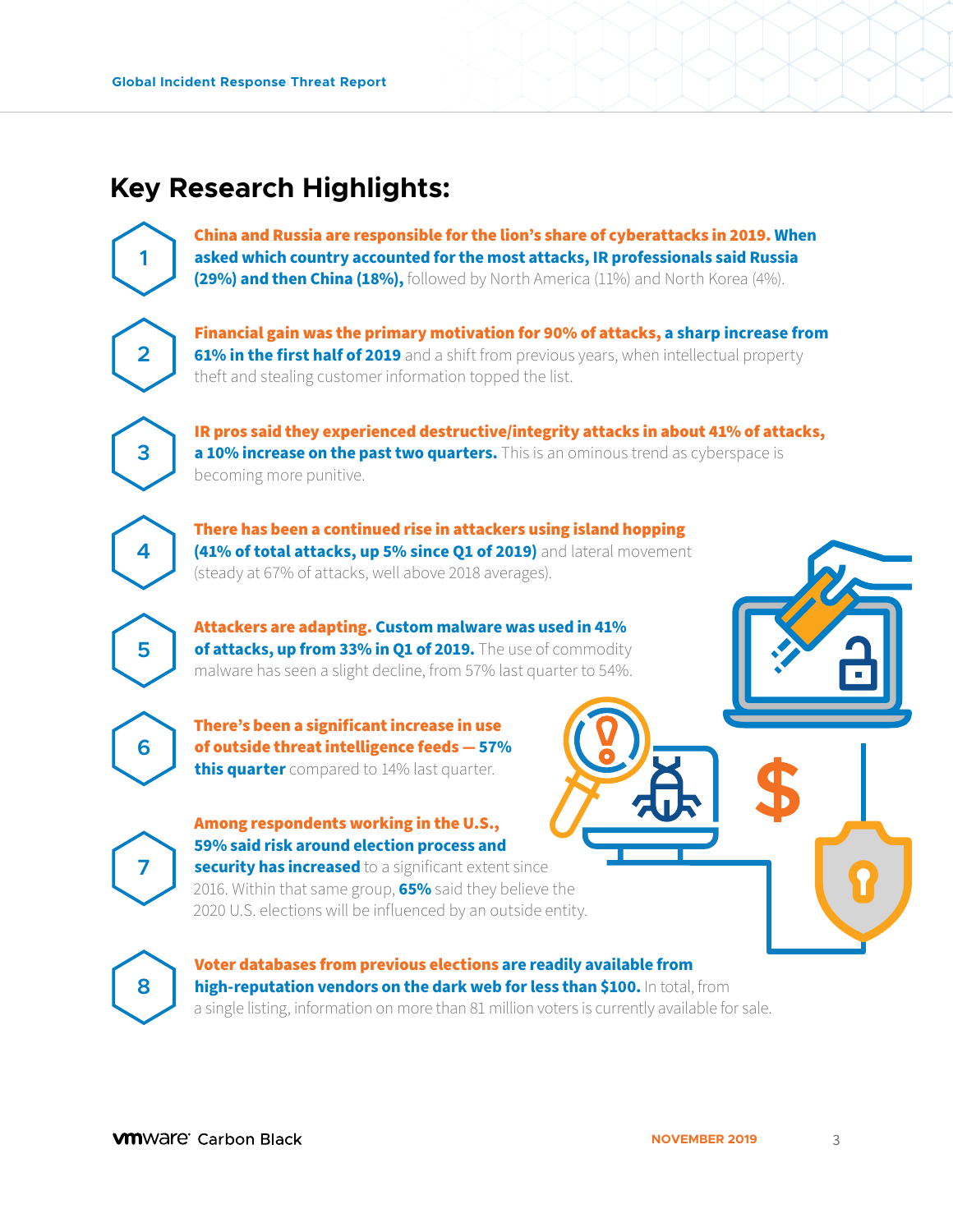## Key Research Highlights:

1. **China and Russia are responsible for the lion's share of cyberattacks in 2019. When asked which country accounted for the most attacks, IR professionals said Russia (29%) and then China (18%),** followed by North America (11%) and North Korea (4%).

2. **Financial gain was the primary motivation for 90% of attacks, a sharp increase from 61% in the first half of 2019** and a shift from previous years, when intellectual property theft and stealing customer information topped the list.

3. **IR pros said they experienced destructive/integrity attacks in about 41% of attacks, a 10% increase on the past two quarters.** This is an ominous trend as cyberspace is becoming more punitive.

4. **There has been a continued rise in attackers using island hopping (41% of total attacks, up 5% since Q1 of 2019)** and lateral movement (steady at 67% of attacks, well above 2018 averages).

5. **Attackers are adapting. Custom malware was used in 41% of attacks, up from 33% in Q1 of 2019.** The use of commodity malware has seen a slight decline, from 57% last quarter to 54%.

6. **There's been a significant increase in use of outside threat intelligence feeds — 57% this quarter** compared to 14% last quarter.

7. **Among respondents working in the U.S., 59% said risk around election process and security has increased** to a significant extent since 2016. Within that same group, **65%** said they believe the 2020 U.S. elections will be influenced by an outside entity.

8. **Voter databases from previous elections are readily available from high-reputation vendors on the dark web for less than $100.** In total, from a single listing, information on more than 81 million voters is currently available for sale.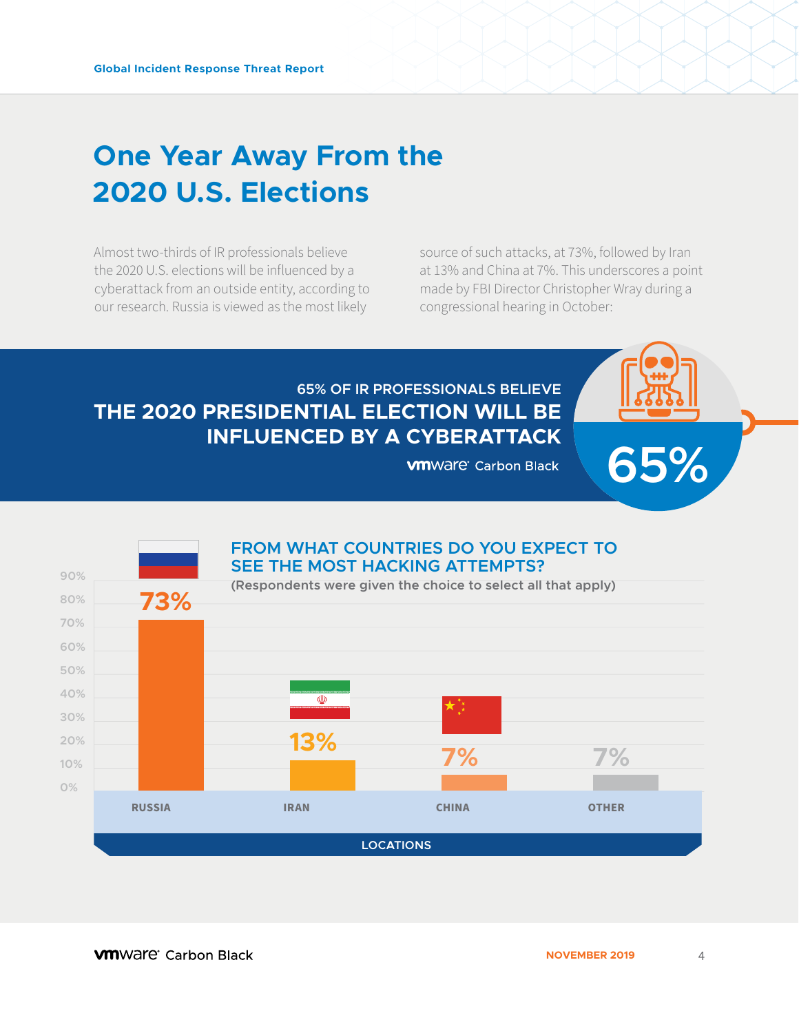# One Year Away From the 2020 U.S. Elections

Almost two-thirds of IR professionals believe the 2020 U.S. elections will be influenced by a cyberattack from an outside entity, according to our research. Russia is viewed as the most likely source of such attacks, at 73%, followed by Iran at 13% and China at 7%. This underscores a point made by FBI Director Christopher Wray during a congressional hearing in October:

**65% OF IR PROFESSIONALS BELIEVE**

**THE 2020 PRESIDENTIAL ELECTION WILL BE INFLUENCED BY A CYBERATTACK**

vmware Carbon Black

**65%**

## FROM WHAT COUNTRIES DO YOU EXPECT TO SEE THE MOST HACKING ATTEMPTS?

(Respondents were given the choice to select all that apply)

| LOCATIONS | % |
|---|---|
| RUSSIA | 73% |
| IRAN | 13% |
| CHINA | 7% |
| OTHER | 7% |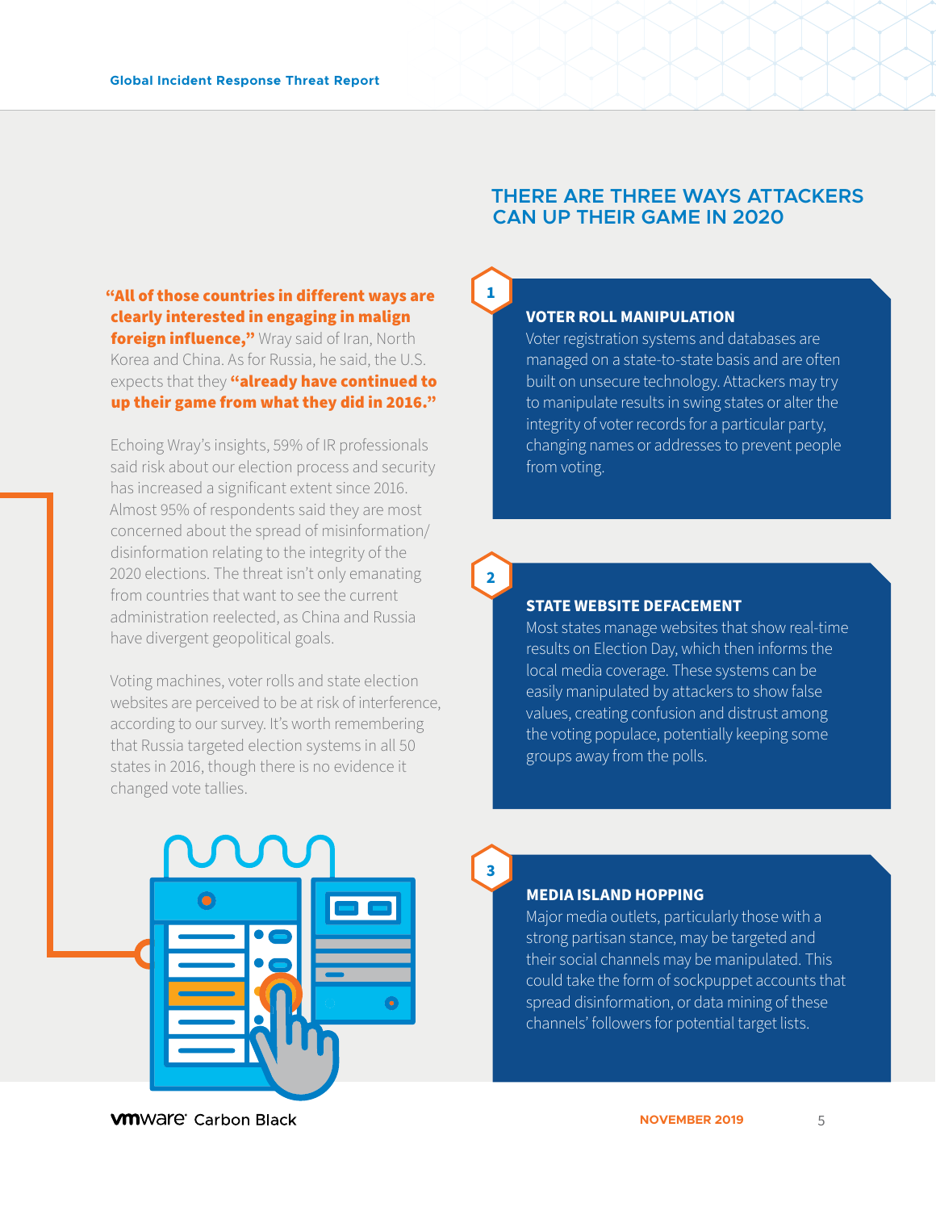**"All of those countries in different ways are clearly interested in engaging in malign foreign influence,"** Wray said of Iran, North Korea and China. As for Russia, he said, the U.S. expects that they **"already have continued to up their game from what they did in 2016."**

Echoing Wray's insights, 59% of IR professionals said risk about our election process and security has increased a significant extent since 2016. Almost 95% of respondents said they are most concerned about the spread of misinformation/disinformation relating to the integrity of the 2020 elections. The threat isn't only emanating from countries that want to see the current administration reelected, as China and Russia have divergent geopolitical goals.

Voting machines, voter rolls and state election websites are perceived to be at risk of interference, according to our survey. It's worth remembering that Russia targeted election systems in all 50 states in 2016, though there is no evidence it changed vote tallies.

## THERE ARE THREE WAYS ATTACKERS CAN UP THEIR GAME IN 2020

### 1 VOTER ROLL MANIPULATION

Voter registration systems and databases are managed on a state-to-state basis and are often built on unsecure technology. Attackers may try to manipulate results in swing states or alter the integrity of voter records for a particular party, changing names or addresses to prevent people from voting.

### 2 STATE WEBSITE DEFACEMENT

Most states manage websites that show real-time results on Election Day, which then informs the local media coverage. These systems can be easily manipulated by attackers to show false values, creating confusion and distrust among the voting populace, potentially keeping some groups away from the polls.

### 3 MEDIA ISLAND HOPPING

Major media outlets, particularly those with a strong partisan stance, may be targeted and their social channels may be manipulated. This could take the form of sockpuppet accounts that spread disinformation, or data mining of these channels' followers for potential target lists.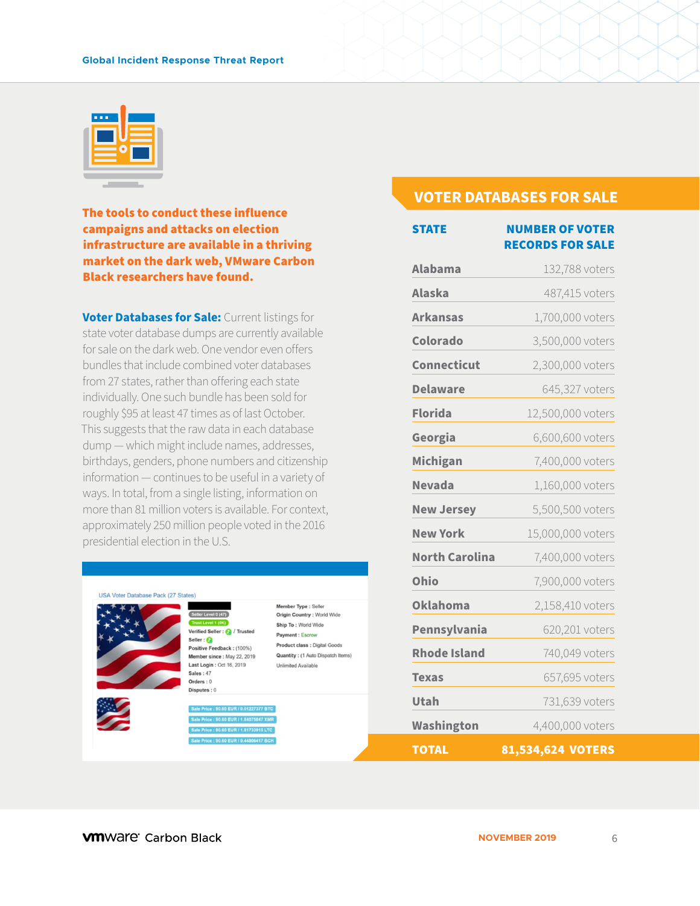**The tools to conduct these influence campaigns and attacks on election infrastructure are available in a thriving market on the dark web, VMware Carbon Black researchers have found.**

**Voter Databases for Sale:** Current listings for state voter database dumps are currently available for sale on the dark web. One vendor even offers bundles that include combined voter databases from 27 states, rather than offering each state individually. One such bundle has been sold for roughly $95 at least 47 times as of last October. This suggests that the raw data in each database dump — which might include names, addresses, birthdays, genders, phone numbers and citizenship information — continues to be useful in a variety of ways. In total, from a single listing, information on more than 81 million voters is available. For context, approximately 250 million people voted in the 2016 presidential election in the U.S.

USA Voter Database Pack (27 States)

Seller Level 0 (47)
Trust Level 1 (OK)
Verified Seller: / Trusted
Seller:
Positive Feedback: (100%)
Member since: May 22, 2019
Last Login: Oct 16, 2019
Sales: 47
Orders: 0
Disputes: 0

Member Type: Seller
Origin Country: World Wide
Ship To: World Wide
Payment: Escrow
Product class: Digital Goods
Quantity: (1 Auto Dispatch Items)
Unlimited Available

Sale Price: 90.60 EUR / 0.01227377 BTC
Sale Price: 90.60 EUR / 1.84075847 XMR
Sale Price: 90.60 EUR / 1.81733915 LTC
Sale Price: 90.60 EUR / 0.44806417 BCH

## VOTER DATABASES FOR SALE

| STATE | NUMBER OF VOTER RECORDS FOR SALE |
|---|---|
| Alabama | 132,788 voters |
| Alaska | 487,415 voters |
| Arkansas | 1,700,000 voters |
| Colorado | 3,500,000 voters |
| Connecticut | 2,300,000 voters |
| Delaware | 645,327 voters |
| Florida | 12,500,000 voters |
| Georgia | 6,600,600 voters |
| Michigan | 7,400,000 voters |
| Nevada | 1,160,000 voters |
| New Jersey | 5,500,500 voters |
| New York | 15,000,000 voters |
| North Carolina | 7,400,000 voters |
| Ohio | 7,900,000 voters |
| Oklahoma | 2,158,410 voters |
| Pennsylvania | 620,201 voters |
| Rhode Island | 740,049 voters |
| Texas | 657,695 voters |
| Utah | 731,639 voters |
| Washington | 4,400,000 voters |
| **TOTAL** | **81,534,624 VOTERS** |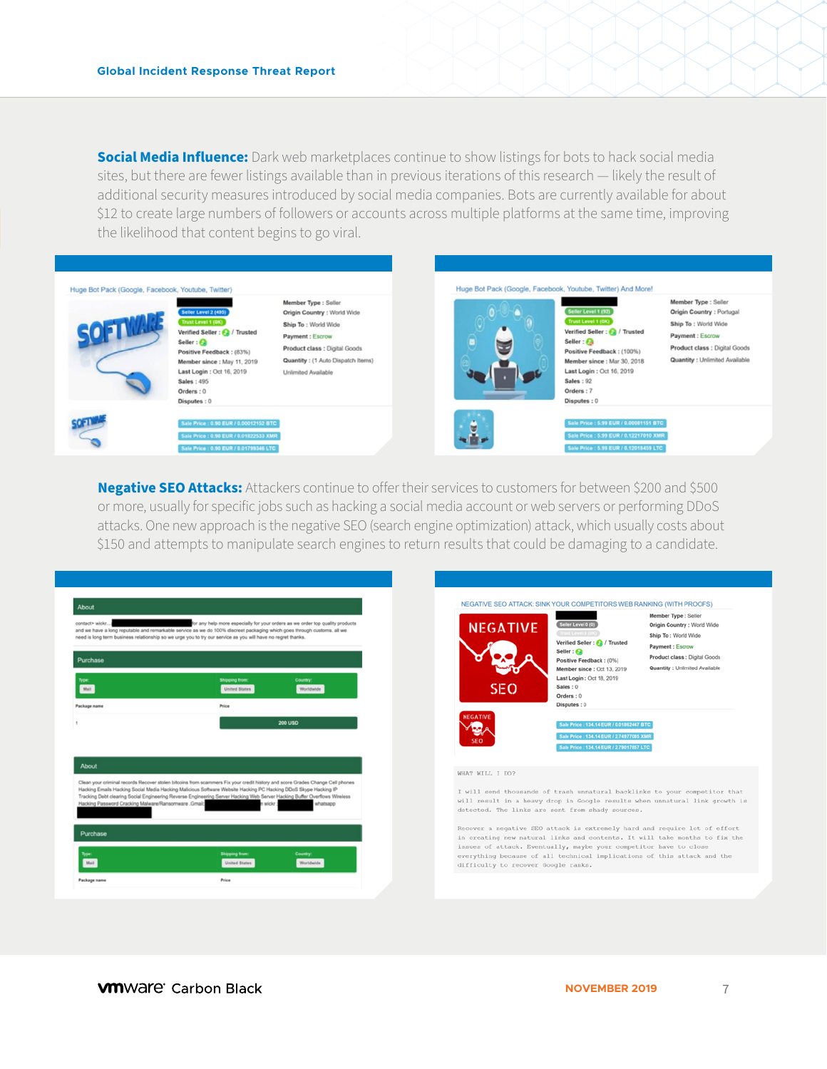**Social Media Influence:** Dark web marketplaces continue to show listings for bots to hack social media sites, but there are fewer listings available than in previous iterations of this research — likely the result of additional security measures introduced by social media companies. Bots are currently available for about $12 to create large numbers of followers or accounts across multiple platforms at the same time, improving the likelihood that content begins to go viral.

**Negative SEO Attacks:** Attackers continue to offer their services to customers for between $200 and $500 or more, usually for specific jobs such as hacking a social media account or web servers or performing DDoS attacks. One new approach is the negative SEO (search engine optimization) attack, which usually costs about $150 and attempts to manipulate search engines to return results that could be damaging to a candidate.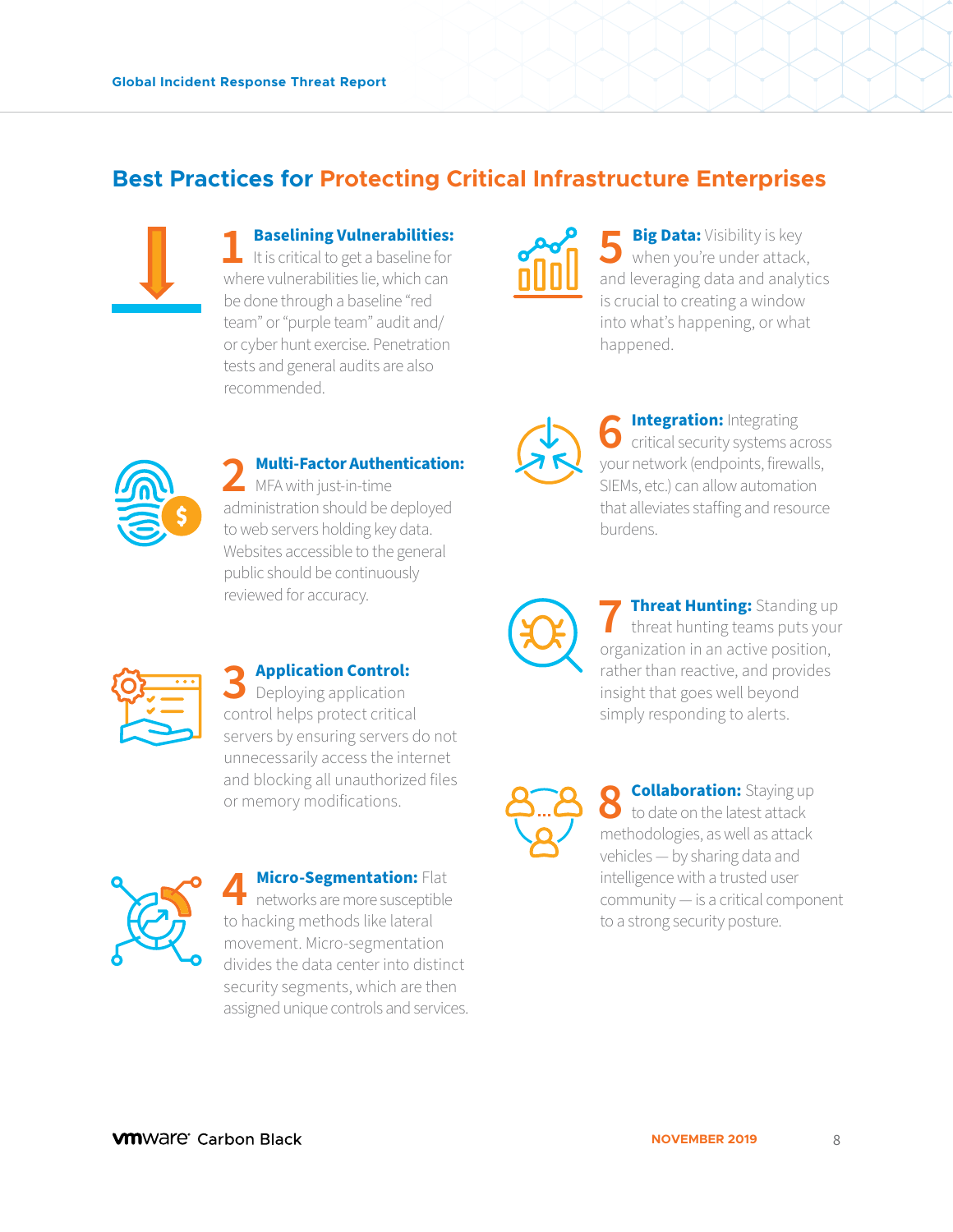## Best Practices for Protecting Critical Infrastructure Enterprises

1. **Baselining Vulnerabilities:** It is critical to get a baseline for where vulnerabilities lie, which can be done through a baseline "red team" or "purple team" audit and/or cyber hunt exercise. Penetration tests and general audits are also recommended.

2. **Multi-Factor Authentication:** MFA with just-in-time administration should be deployed to web servers holding key data. Websites accessible to the general public should be continuously reviewed for accuracy.

3. **Application Control:** Deploying application control helps protect critical servers by ensuring servers do not unnecessarily access the internet and blocking all unauthorized files or memory modifications.

4. **Micro-Segmentation:** Flat networks are more susceptible to hacking methods like lateral movement. Micro-segmentation divides the data center into distinct security segments, which are then assigned unique controls and services.

5. **Big Data:** Visibility is key when you're under attack, and leveraging data and analytics is crucial to creating a window into what's happening, or what happened.

6. **Integration:** Integrating critical security systems across your network (endpoints, firewalls, SIEMs, etc.) can allow automation that alleviates staffing and resource burdens.

7. **Threat Hunting:** Standing up threat hunting teams puts your organization in an active position, rather than reactive, and provides insight that goes well beyond simply responding to alerts.

8. **Collaboration:** Staying up to date on the latest attack methodologies, as well as attack vehicles — by sharing data and intelligence with a trusted user community — is a critical component to a strong security posture.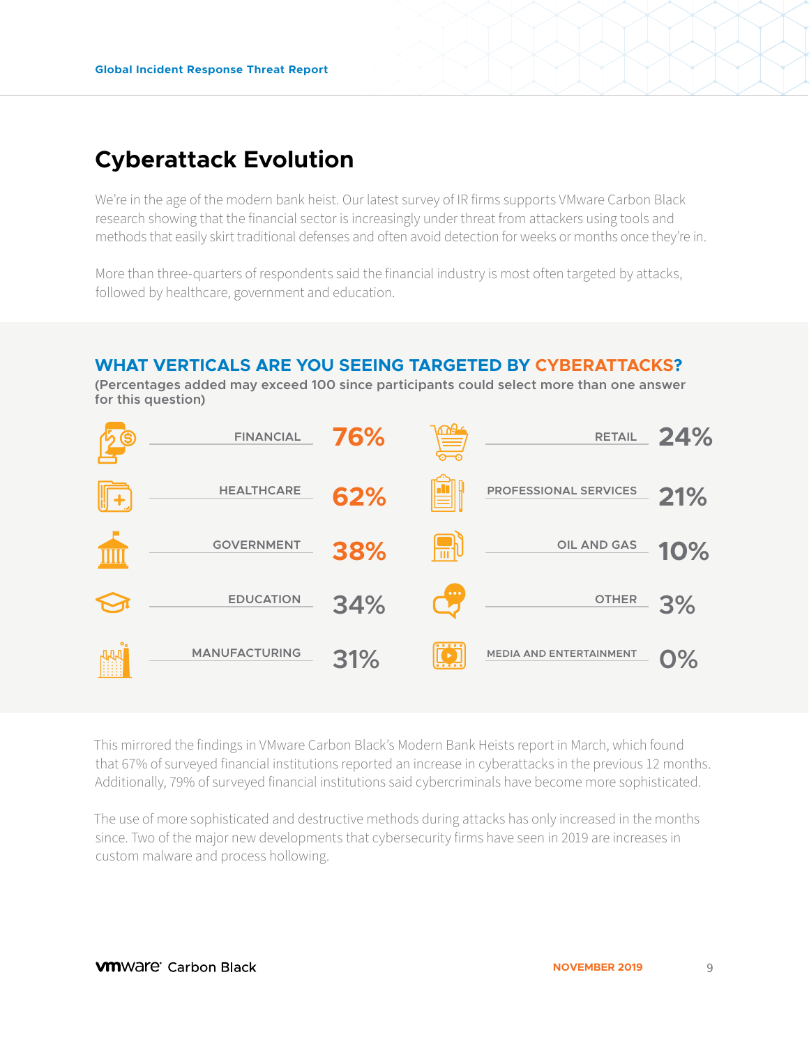## Cyberattack Evolution

We're in the age of the modern bank heist. Our latest survey of IR firms supports VMware Carbon Black research showing that the financial sector is increasingly under threat from attackers using tools and methods that easily skirt traditional defenses and often avoid detection for weeks or months once they're in.

More than three-quarters of respondents said the financial industry is most often targeted by attacks, followed by healthcare, government and education.

### WHAT VERTICALS ARE YOU SEEING TARGETED BY CYBERATTACKS?

**(Percentages added may exceed 100 since participants could select more than one answer for this question)**

| Vertical | Percentage |
| --- | --- |
| FINANCIAL | 76% |
| HEALTHCARE | 62% |
| GOVERNMENT | 38% |
| EDUCATION | 34% |
| MANUFACTURING | 31% |
| RETAIL | 24% |
| PROFESSIONAL SERVICES | 21% |
| OIL AND GAS | 10% |
| OTHER | 3% |
| MEDIA AND ENTERTAINMENT | 0% |

This mirrored the findings in VMware Carbon Black's Modern Bank Heists report in March, which found that 67% of surveyed financial institutions reported an increase in cyberattacks in the previous 12 months. Additionally, 79% of surveyed financial institutions said cybercriminals have become more sophisticated.

The use of more sophisticated and destructive methods during attacks has only increased in the months since. Two of the major new developments that cybersecurity firms have seen in 2019 are increases in custom malware and process hollowing.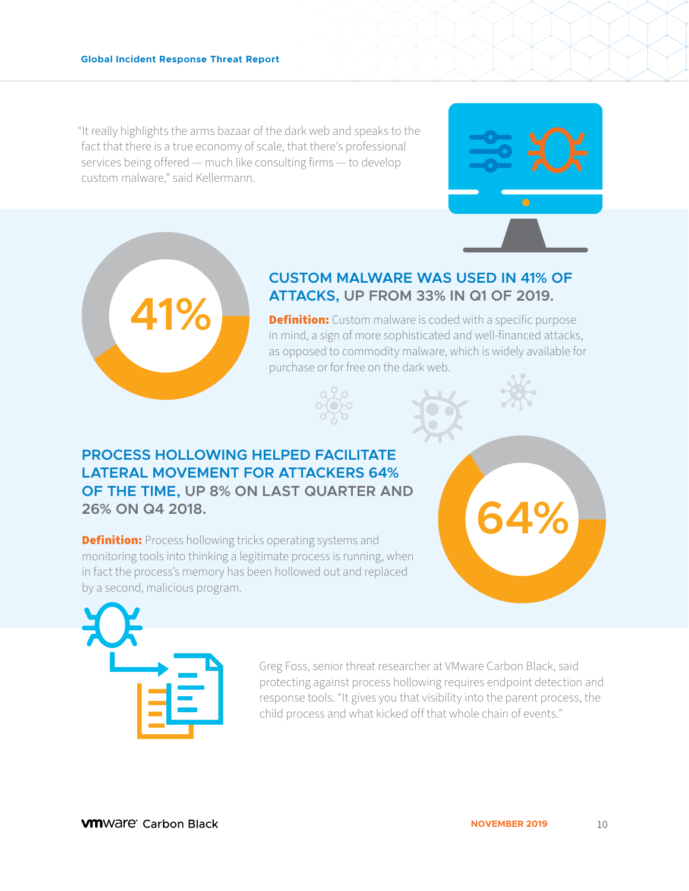"It really highlights the arms bazaar of the dark web and speaks to the fact that there is a true economy of scale, that there's professional services being offered — much like consulting firms — to develop custom malware," said Kellermann.

41%

## CUSTOM MALWARE WAS USED IN 41% OF ATTACKS, UP FROM 33% IN Q1 OF 2019.

**Definition:** Custom malware is coded with a specific purpose in mind, a sign of more sophisticated and well-financed attacks, as opposed to commodity malware, which is widely available for purchase or for free on the dark web.

## PROCESS HOLLOWING HELPED FACILITATE LATERAL MOVEMENT FOR ATTACKERS 64% OF THE TIME, UP 8% ON LAST QUARTER AND 26% ON Q4 2018.

64%

**Definition:** Process hollowing tricks operating systems and monitoring tools into thinking a legitimate process is running, when in fact the process's memory has been hollowed out and replaced by a second, malicious program.

Greg Foss, senior threat researcher at VMware Carbon Black, said protecting against process hollowing requires endpoint detection and response tools. "It gives you that visibility into the parent process, the child process and what kicked off that whole chain of events."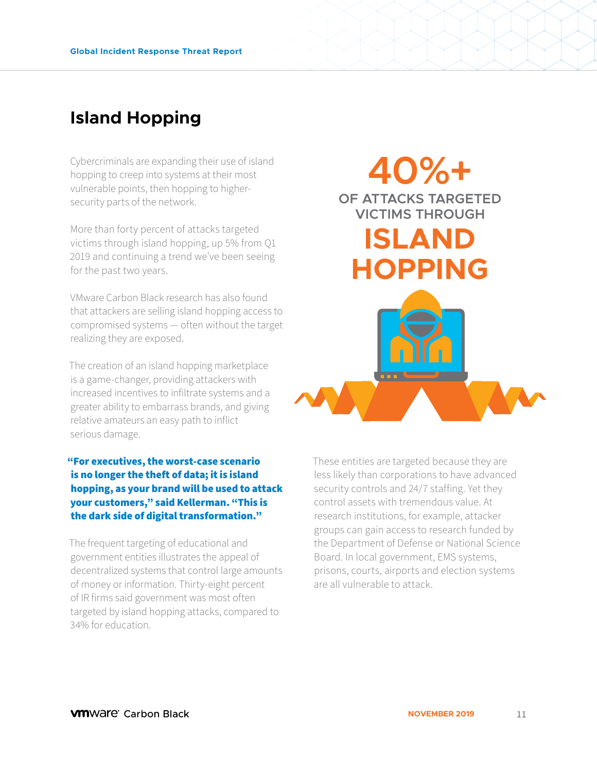## Island Hopping

Cybercriminals are expanding their use of island hopping to creep into systems at their most vulnerable points, then hopping to higher-security parts of the network.

More than forty percent of attacks targeted victims through island hopping, up 5% from Q1 2019 and continuing a trend we've been seeing for the past two years.

VMware Carbon Black research has also found that attackers are selling island hopping access to compromised systems — often without the target realizing they are exposed.

The creation of an island hopping marketplace is a game-changer, providing attackers with increased incentives to infiltrate systems and a greater ability to embarrass brands, and giving relative amateurs an easy path to inflict serious damage.

**"For executives, the worst-case scenario is no longer the theft of data; it is island hopping, as your brand will be used to attack your customers," said Kellerman. "This is the dark side of digital transformation."**

The frequent targeting of educational and government entities illustrates the appeal of decentralized systems that control large amounts of money or information. Thirty-eight percent of IR firms said government was most often targeted by island hopping attacks, compared to 34% for education.

**40%+**

**OF ATTACKS TARGETED VICTIMS THROUGH ISLAND HOPPING**

These entities are targeted because they are less likely than corporations to have advanced security controls and 24/7 staffing. Yet they control assets with tremendous value. At research institutions, for example, attacker groups can gain access to research funded by the Department of Defense or National Science Board. In local government, EMS systems, prisons, courts, airports and election systems are all vulnerable to attack.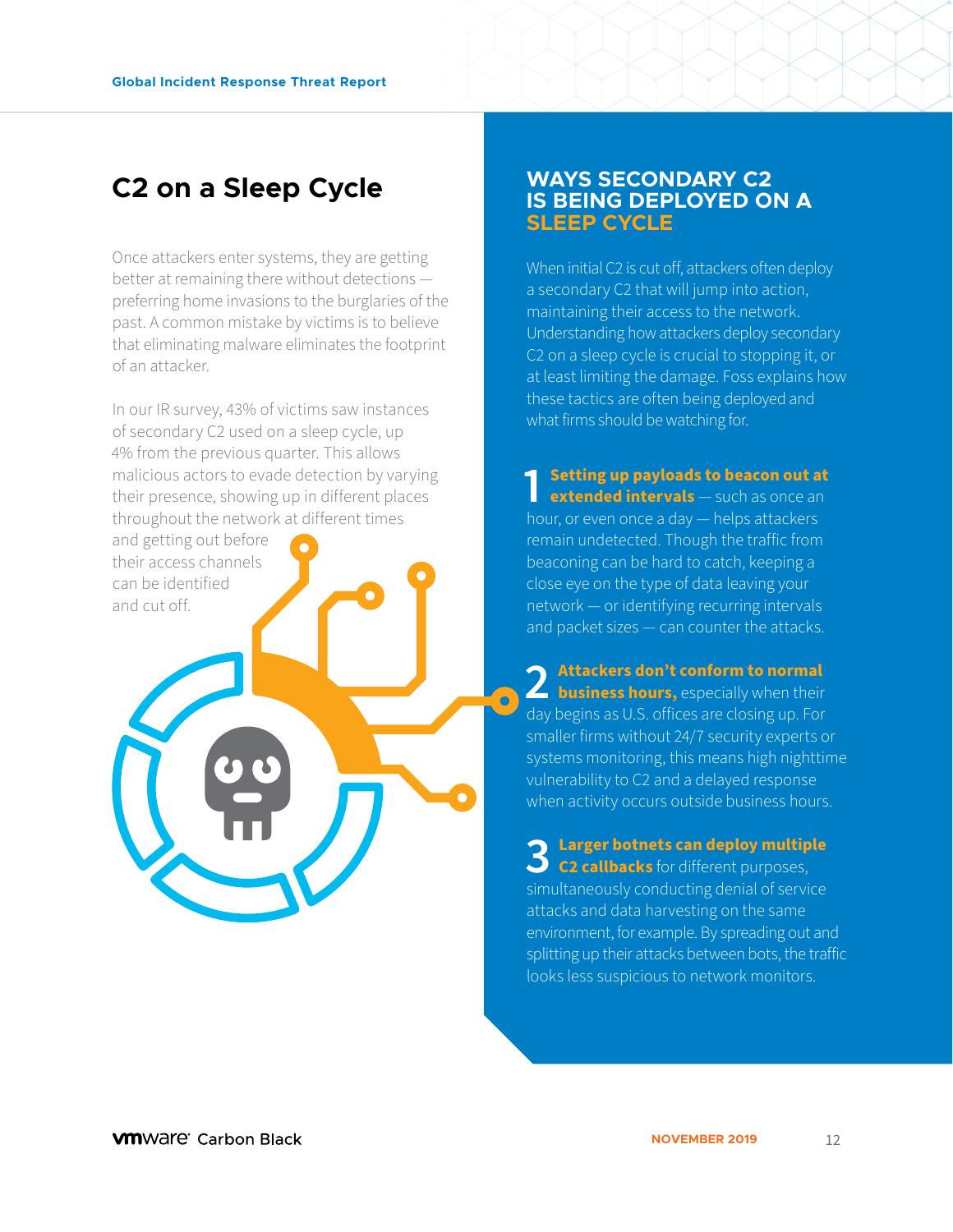# C2 on a Sleep Cycle

Once attackers enter systems, they are getting better at remaining there without detections — preferring home invasions to the burglaries of the past. A common mistake by victims is to believe that eliminating malware eliminates the footprint of an attacker.

In our IR survey, 43% of victims saw instances of secondary C2 used on a sleep cycle, up 4% from the previous quarter. This allows malicious actors to evade detection by varying their presence, showing up in different places throughout the network at different times and getting out before their access channels can be identified and cut off.

## WAYS SECONDARY C2 IS BEING DEPLOYED ON A SLEEP CYCLE

When initial C2 is cut off, attackers often deploy a secondary C2 that will jump into action, maintaining their access to the network. Understanding how attackers deploy secondary C2 on a sleep cycle is crucial to stopping it, or at least limiting the damage. Foss explains how these tactics are often being deployed and what firms should be watching for.

1. **Setting up payloads to beacon out at extended intervals** — such as once an hour, or even once a day — helps attackers remain undetected. Though the traffic from beaconing can be hard to catch, keeping a close eye on the type of data leaving your network — or identifying recurring intervals and packet sizes — can counter the attacks.

2. **Attackers don't conform to normal business hours,** especially when their day begins as U.S. offices are closing up. For smaller firms without 24/7 security experts or systems monitoring, this means high nighttime vulnerability to C2 and a delayed response when activity occurs outside business hours.

3. **Larger botnets can deploy multiple C2 callbacks** for different purposes, simultaneously conducting denial of service attacks and data harvesting on the same environment, for example. By spreading out and splitting up their attacks between bots, the traffic looks less suspicious to network monitors.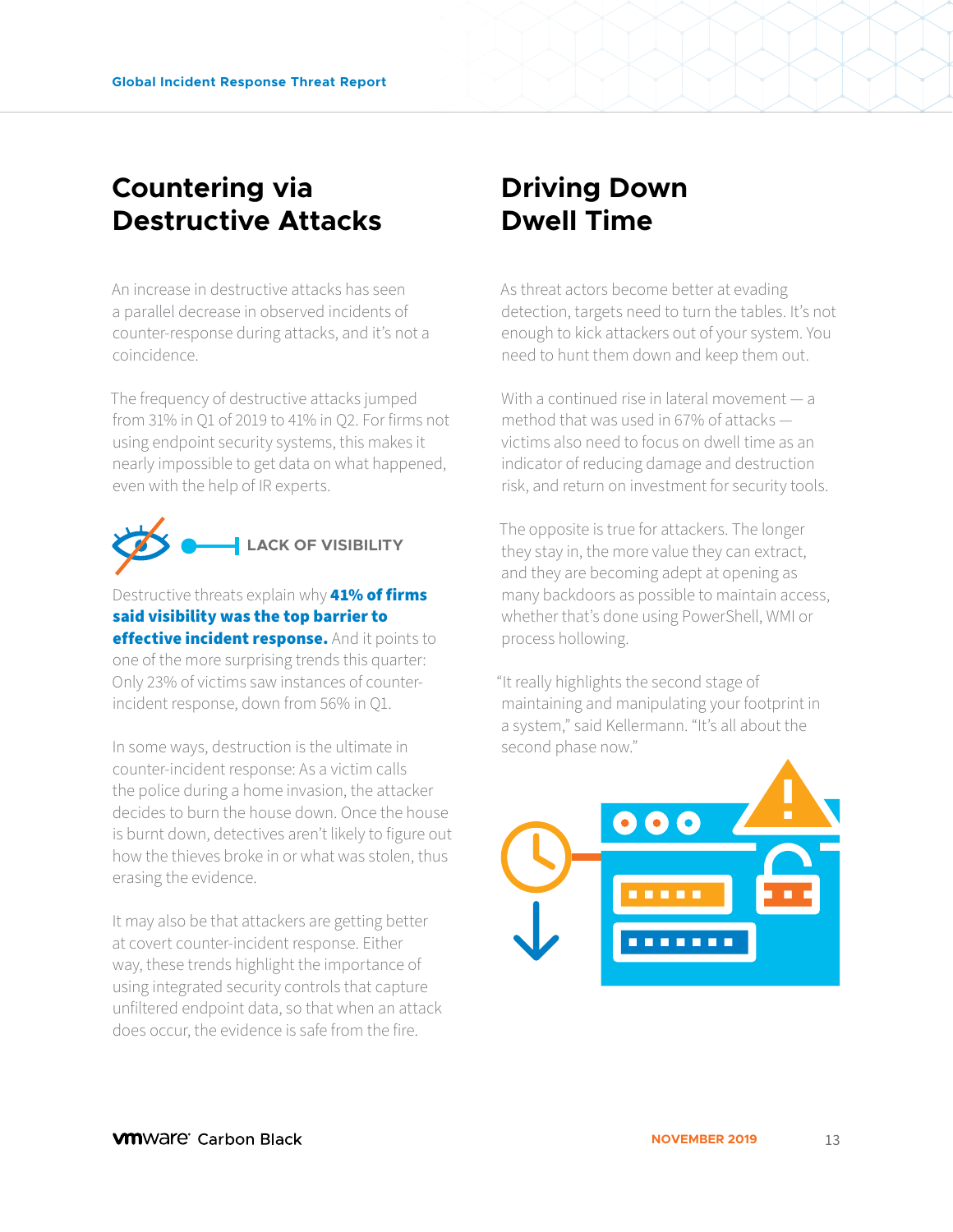## Countering via Destructive Attacks

An increase in destructive attacks has seen a parallel decrease in observed incidents of counter-response during attacks, and it's not a coincidence.

The frequency of destructive attacks jumped from 31% in Q1 of 2019 to 41% in Q2. For firms not using endpoint security systems, this makes it nearly impossible to get data on what happened, even with the help of IR experts.

**LACK OF VISIBILITY**

Destructive threats explain why **41% of firms said visibility was the top barrier to effective incident response.** And it points to one of the more surprising trends this quarter: Only 23% of victims saw instances of counter-incident response, down from 56% in Q1.

In some ways, destruction is the ultimate in counter-incident response: As a victim calls the police during a home invasion, the attacker decides to burn the house down. Once the house is burnt down, detectives aren't likely to figure out how the thieves broke in or what was stolen, thus erasing the evidence.

It may also be that attackers are getting better at covert counter-incident response. Either way, these trends highlight the importance of using integrated security controls that capture unfiltered endpoint data, so that when an attack does occur, the evidence is safe from the fire.

## Driving Down Dwell Time

As threat actors become better at evading detection, targets need to turn the tables. It's not enough to kick attackers out of your system. You need to hunt them down and keep them out.

With a continued rise in lateral movement — a method that was used in 67% of attacks — victims also need to focus on dwell time as an indicator of reducing damage and destruction risk, and return on investment for security tools.

The opposite is true for attackers. The longer they stay in, the more value they can extract, and they are becoming adept at opening as many backdoors as possible to maintain access, whether that's done using PowerShell, WMI or process hollowing.

"It really highlights the second stage of maintaining and manipulating your footprint in a system," said Kellermann. "It's all about the second phase now."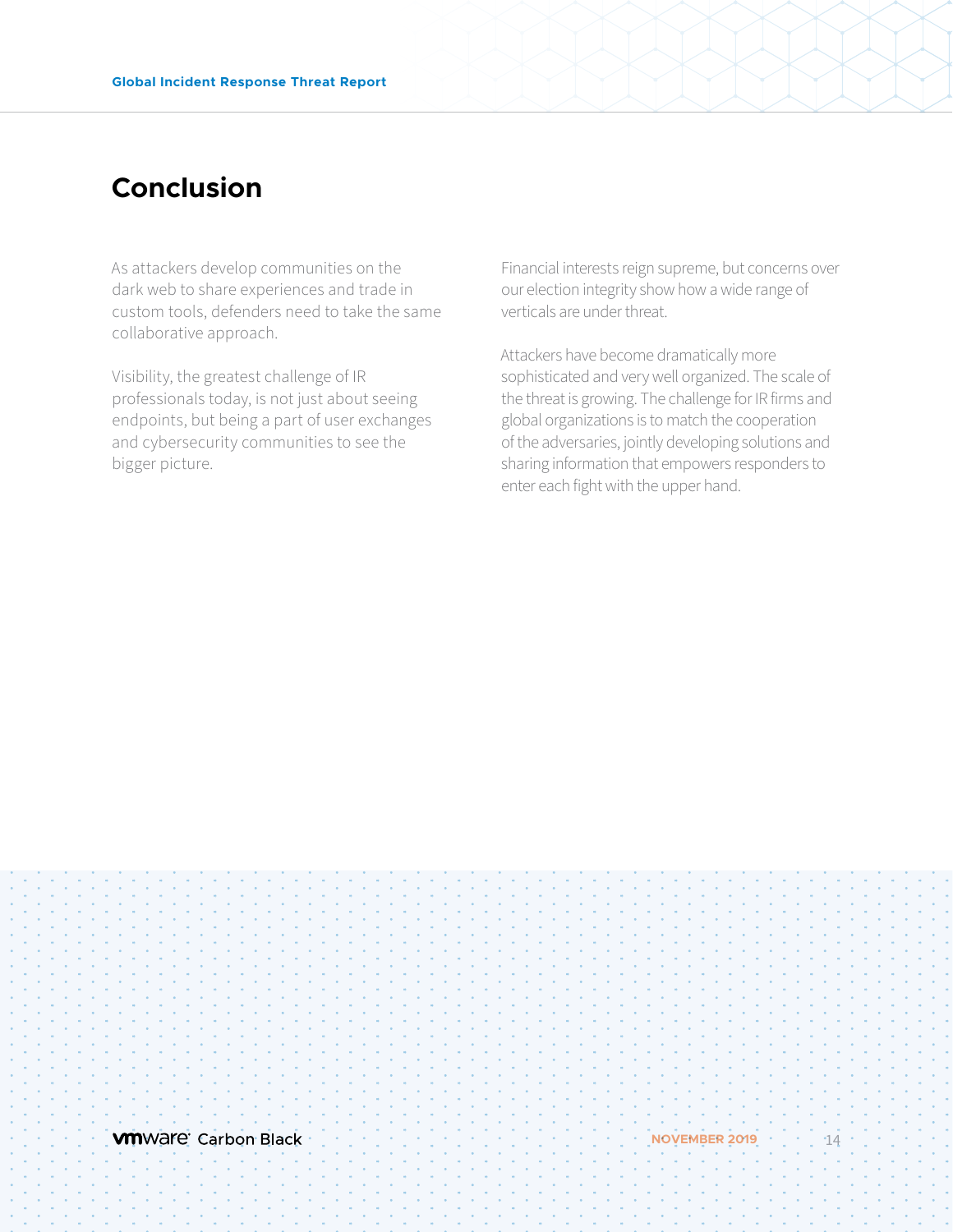## Conclusion

As attackers develop communities on the dark web to share experiences and trade in custom tools, defenders need to take the same collaborative approach.

Visibility, the greatest challenge of IR professionals today, is not just about seeing endpoints, but being a part of user exchanges and cybersecurity communities to see the bigger picture.

Financial interests reign supreme, but concerns over our election integrity show how a wide range of verticals are under threat.

Attackers have become dramatically more sophisticated and very well organized. The scale of the threat is growing. The challenge for IR firms and global organizations is to match the cooperation of the adversaries, jointly developing solutions and sharing information that empowers responders to enter each fight with the upper hand.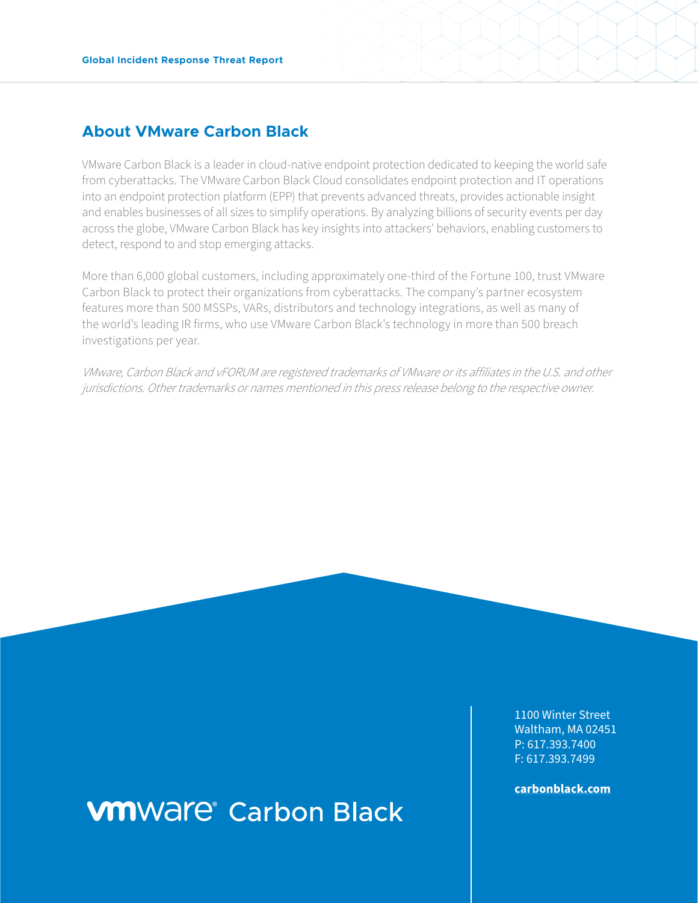## About VMware Carbon Black

VMware Carbon Black is a leader in cloud-native endpoint protection dedicated to keeping the world safe from cyberattacks. The VMware Carbon Black Cloud consolidates endpoint protection and IT operations into an endpoint protection platform (EPP) that prevents advanced threats, provides actionable insight and enables businesses of all sizes to simplify operations. By analyzing billions of security events per day across the globe, VMware Carbon Black has key insights into attackers' behaviors, enabling customers to detect, respond to and stop emerging attacks.

More than 6,000 global customers, including approximately one-third of the Fortune 100, trust VMware Carbon Black to protect their organizations from cyberattacks. The company's partner ecosystem features more than 500 MSSPs, VARs, distributors and technology integrations, as well as many of the world's leading IR firms, who use VMware Carbon Black's technology in more than 500 breach investigations per year.

*VMware, Carbon Black and vFORUM are registered trademarks of VMware or its affiliates in the U.S. and other jurisdictions. Other trademarks or names mentioned in this press release belong to the respective owner.*

vmware® Carbon Black

1100 Winter Street
Waltham, MA 02451
P: 617.393.7400
F: 617.393.7499

**carbonblack.com**